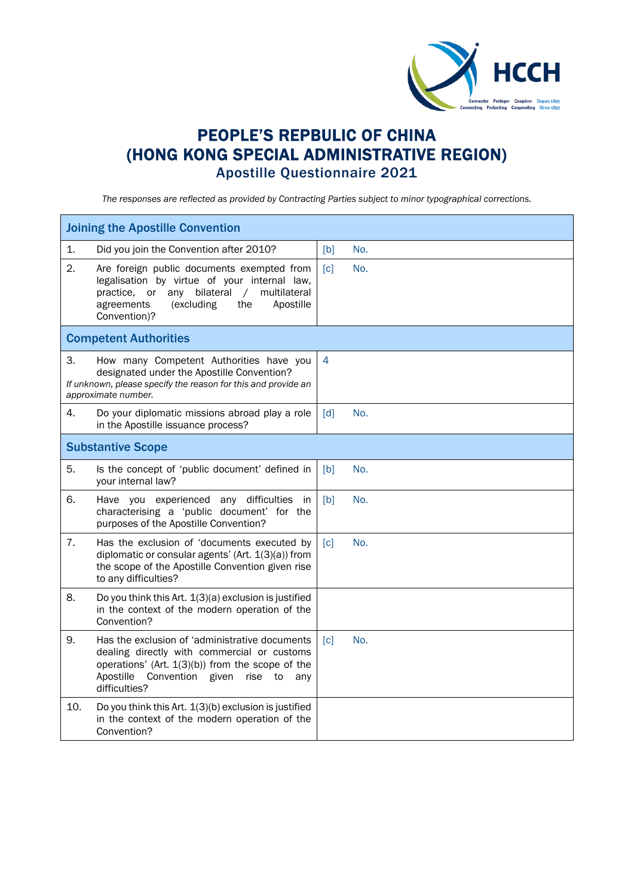# PEOPLE'S REPBULIC OF CHINA (HONG KONG SPECIAL ADMINISTRATIVE REGION)

## Apostille Questionnaire 2021

*The responses are reflected as provided by Contracting Parties subject to minor typographical corrections.*

| Joining the Apostille Convention | |
|---|---|
| 1. Did you join the Convention after 2010? | [b] No. |
| 2. Are foreign public documents exempted from legalisation by virtue of your internal law, practice, or any bilateral / multilateral agreements (excluding the Apostille Convention)? | [c] No. |
| **Competent Authorities** | |
| 3. How many Competent Authorities have you designated under the Apostille Convention? *If unknown, please specify the reason for this and provide an approximate number.* | 4 |
| 4. Do your diplomatic missions abroad play a role in the Apostille issuance process? | [d] No. |
| **Substantive Scope** | |
| 5. Is the concept of 'public document' defined in your internal law? | [b] No. |
| 6. Have you experienced any difficulties in characterising a 'public document' for the purposes of the Apostille Convention? | [b] No. |
| 7. Has the exclusion of 'documents executed by diplomatic or consular agents' (Art. 1(3)(a)) from the scope of the Apostille Convention given rise to any difficulties? | [c] No. |
| 8. Do you think this Art. 1(3)(a) exclusion is justified in the context of the modern operation of the Convention? | |
| 9. Has the exclusion of 'administrative documents dealing directly with commercial or customs operations' (Art. 1(3)(b)) from the scope of the Apostille Convention given rise to any difficulties? | [c] No. |
| 10. Do you think this Art. 1(3)(b) exclusion is justified in the context of the modern operation of the Convention? | |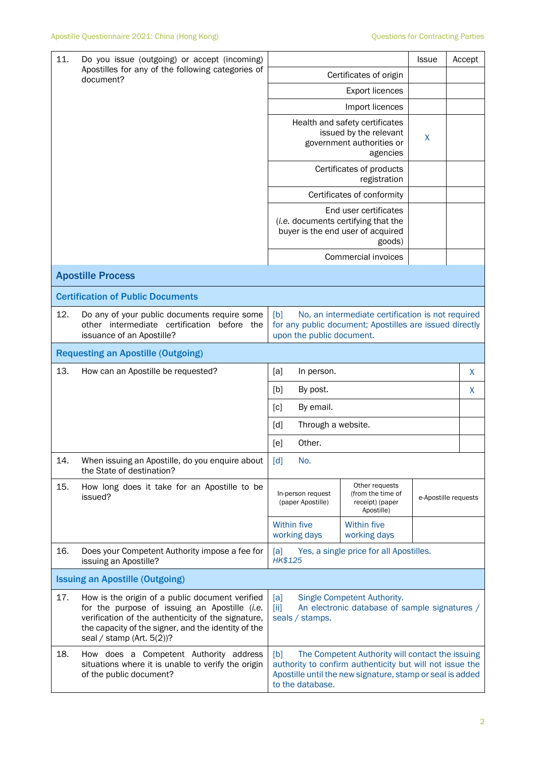| | | Issue | Accept |
|---|---|---|---|
| 11. Do you issue (outgoing) or accept (incoming) Apostilles for any of the following categories of document? | Certificates of origin | | |
| | Export licences | | |
| | Import licences | | |
| | Health and safety certificates issued by the relevant government authorities or agencies | X | |
| | Certificates of products registration | | |
| | Certificates of conformity | | |
| | End user certificates (*i.e.* documents certifying that the buyer is the end user of acquired goods) | | |
| | Commercial invoices | | |

## Apostille Process

### Certification of Public Documents

| | |
|---|---|
| 12. Do any of your public documents require some other intermediate certification before the issuance of an Apostille? | [b] No, an intermediate certification is not required for any public document; Apostilles are issued directly upon the public document. |

### Requesting an Apostille (Outgoing)

| | | |
|---|---|---|
| 13. How can an Apostille be requested? | [a] In person. | X |
| | [b] By post. | X |
| | [c] By email. | |
| | [d] Through a website. | |
| | [e] Other. | |

| | |
|---|---|
| 14. When issuing an Apostille, do you enquire about the State of destination? | [d] No. |

| | In-person request (paper Apostille) | Other requests (from the time of receipt) (paper Apostille) | e-Apostille requests |
|---|---|---|---|
| 15. How long does it take for an Apostille to be issued? | Within five working days | Within five working days | |

| | |
|---|---|
| 16. Does your Competent Authority impose a fee for issuing an Apostille? | [a] Yes, a single price for all Apostilles. *HK$125* |

### Issuing an Apostille (Outgoing)

| | |
|---|---|
| 17. How is the origin of a public document verified for the purpose of issuing an Apostille (*i.e.* verification of the authenticity of the signature, the capacity of the signer, and the identity of the seal / stamp (Art. 5(2))? | [a] Single Competent Authority. [ii] An electronic database of sample signatures / seals / stamps. |
| 18. How does a Competent Authority address situations where it is unable to verify the origin of the public document? | [b] The Competent Authority will contact the issuing authority to confirm authenticity but will not issue the Apostille until the new signature, stamp or seal is added to the database. |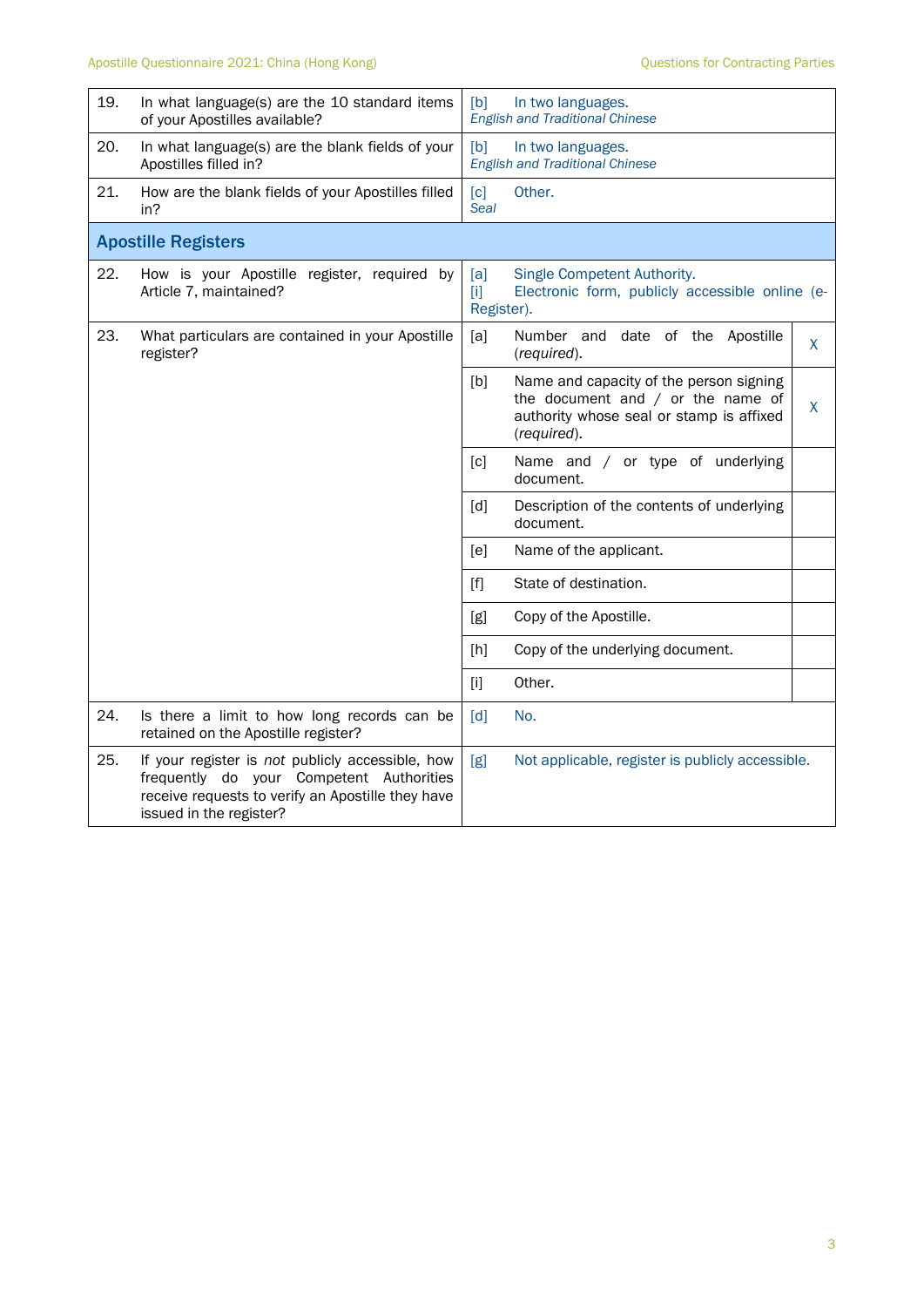| | | | | |
|---|---|---|---|---|
| 19. | In what language(s) are the 10 standard items of your Apostilles available? | [b] In two languages. *English and Traditional Chinese* | | |
| 20. | In what language(s) are the blank fields of your Apostilles filled in? | [b] In two languages. *English and Traditional Chinese* | | |
| 21. | How are the blank fields of your Apostilles filled in? | [c] Other. *Seal* | | |
| **Apostille Registers** | | | | |
| 22. | How is your Apostille register, required by Article 7, maintained? | [a] Single Competent Authority. [i] Electronic form, publicly accessible online (e-Register). | | |
| 23. | What particulars are contained in your Apostille register? | [a] | Number and date of the Apostille (*required*). | X |
| | | [b] | Name and capacity of the person signing the document and / or the name of authority whose seal or stamp is affixed (*required*). | X |
| | | [c] | Name and / or type of underlying document. | |
| | | [d] | Description of the contents of underlying document. | |
| | | [e] | Name of the applicant. | |
| | | [f] | State of destination. | |
| | | [g] | Copy of the Apostille. | |
| | | [h] | Copy of the underlying document. | |
| | | [i] | Other. | |
| 24. | Is there a limit to how long records can be retained on the Apostille register? | [d] No. | | |
| 25. | If your register is *not* publicly accessible, how frequently do your Competent Authorities receive requests to verify an Apostille they have issued in the register? | [g] Not applicable, register is publicly accessible. | | |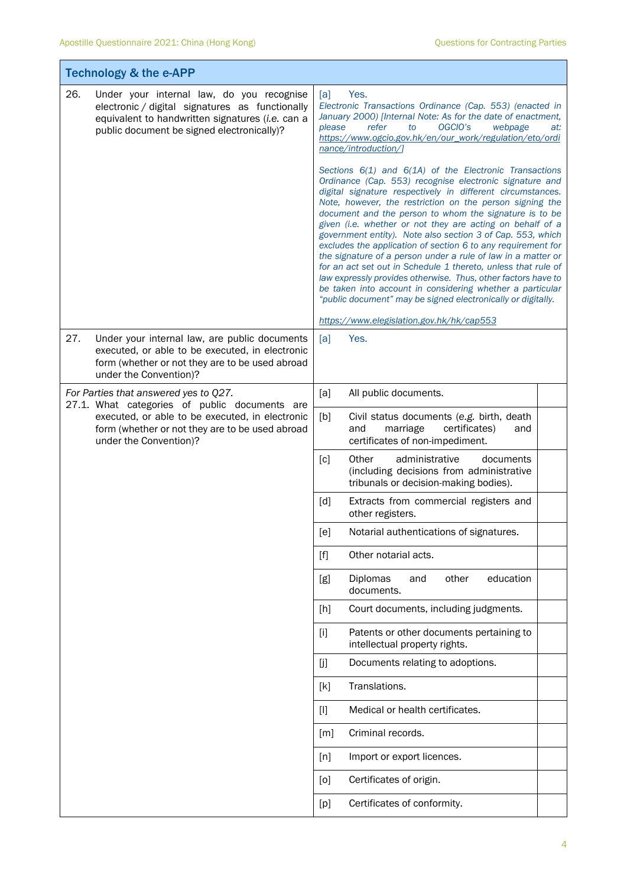## Technology & the e-APP

| | |
|---|---|
| 26. Under your internal law, do you recognise electronic / digital signatures as functionally equivalent to handwritten signatures (*i.e.* can a public document be signed electronically)? | [a] Yes.<br>*Electronic Transactions Ordinance (Cap. 553) (enacted in January 2000) [Internal Note: As for the date of enactment, please refer to OGCIO's webpage at: https://www.ogcio.gov.hk/en/our_work/regulation/eto/ordinance/introduction/]*<br><br>*Sections 6(1) and 6(1A) of the Electronic Transactions Ordinance (Cap. 553) recognise electronic signature and digital signature respectively in different circumstances. Note, however, the restriction on the person signing the document and the person to whom the signature is to be given (i.e. whether or not they are acting on behalf of a government entity). Note also section 3 of Cap. 553, which excludes the application of section 6 to any requirement for the signature of a person under a rule of law in a matter or for an act set out in Schedule 1 thereto, unless that rule of law expressly provides otherwise. Thus, other factors have to be taken into account in considering whether a particular "public document" may be signed electronically or digitally.*<br><br>*https://www.elegislation.gov.hk/hk/cap553* |
| 27. Under your internal law, are public documents executed, or able to be executed, in electronic form (whether or not they are to be used abroad under the Convention)? | [a] Yes. |

| *For Parties that answered yes to Q27.*<br>27.1. What categories of public documents are executed, or able to be executed, in electronic form (whether or not they are to be used abroad under the Convention)? | | |
|---|---|---|
| | [a] All public documents. | |
| | [b] Civil status documents (*e.g.* birth, death and marriage certificates) and certificates of non-impediment. | |
| | [c] Other administrative documents (including decisions from administrative tribunals or decision-making bodies). | |
| | [d] Extracts from commercial registers and other registers. | |
| | [e] Notarial authentications of signatures. | |
| | [f] Other notarial acts. | |
| | [g] Diplomas and other education documents. | |
| | [h] Court documents, including judgments. | |
| | [i] Patents or other documents pertaining to intellectual property rights. | |
| | [j] Documents relating to adoptions. | |
| | [k] Translations. | |
| | [l] Medical or health certificates. | |
| | [m] Criminal records. | |
| | [n] Import or export licences. | |
| | [o] Certificates of origin. | |
| | [p] Certificates of conformity. | |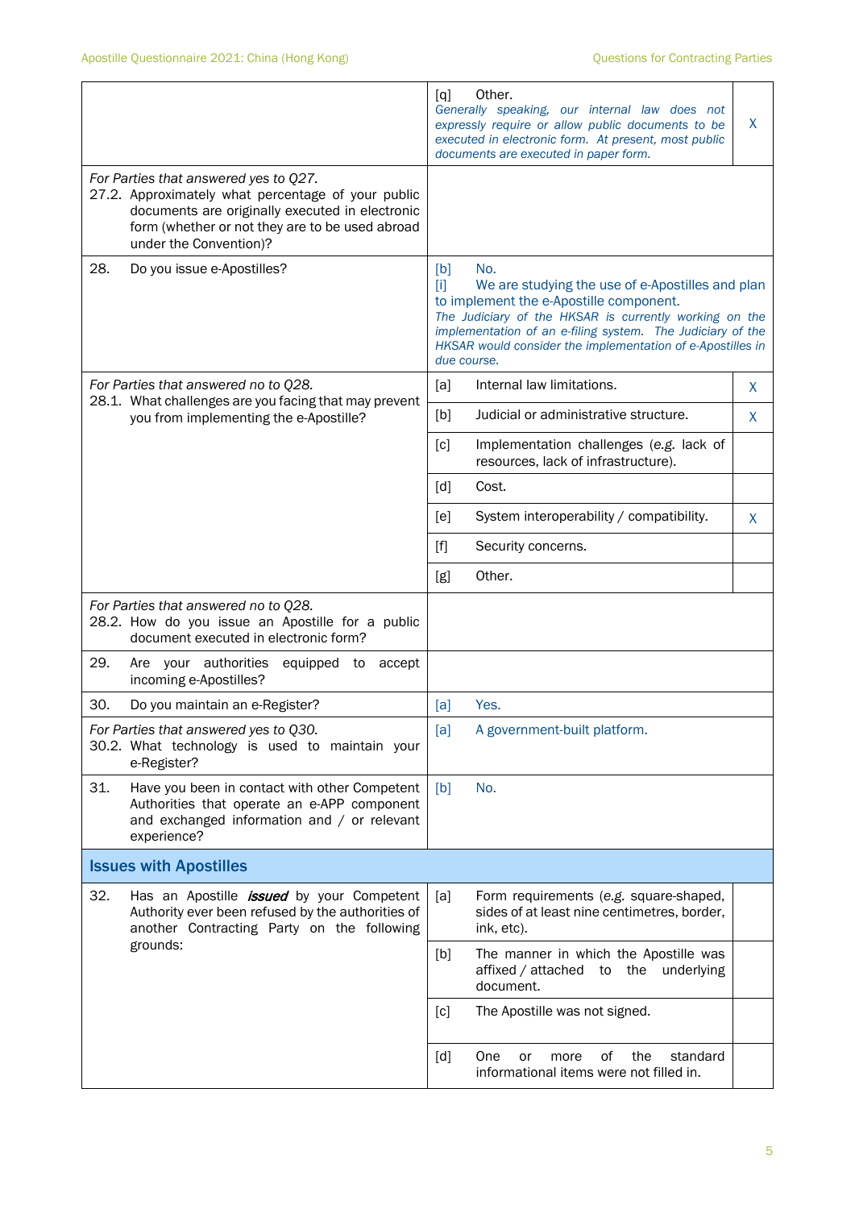| | | |
|---|---|---|
| | [q] Other.<br>*Generally speaking, our internal law does not expressly require or allow public documents to be executed in electronic form. At present, most public documents are executed in paper form.* | X |
| *For Parties that answered yes to Q27.*<br>27.2. Approximately what percentage of your public documents are originally executed in electronic form (whether or not they are to be used abroad under the Convention)? | | |
| 28. Do you issue e-Apostilles? | [b] No.<br>[i] We are studying the use of e-Apostilles and plan to implement the e-Apostille component.<br>*The Judiciary of the HKSAR is currently working on the implementation of an e-filing system. The Judiciary of the HKSAR would consider the implementation of e-Apostilles in due course.* | |
| *For Parties that answered no to Q28.*<br>28.1. What challenges are you facing that may prevent you from implementing the e-Apostille? | [a] Internal law limitations. | X |
| | [b] Judicial or administrative structure. | X |
| | [c] Implementation challenges (*e.g.* lack of resources, lack of infrastructure). | |
| | [d] Cost. | |
| | [e] System interoperability / compatibility. | X |
| | [f] Security concerns. | |
| | [g] Other. | |
| *For Parties that answered no to Q28.*<br>28.2. How do you issue an Apostille for a public document executed in electronic form? | | |
| 29. Are your authorities equipped to accept incoming e-Apostilles? | | |
| 30. Do you maintain an e-Register? | [a] Yes. | |
| *For Parties that answered yes to Q30.*<br>30.2. What technology is used to maintain your e-Register? | [a] A government-built platform. | |
| 31. Have you been in contact with other Competent Authorities that operate an e-APP component and exchanged information and / or relevant experience? | [b] No. | |

## Issues with Apostilles

| | | |
|---|---|---|
| 32. Has an Apostille ***issued*** by your Competent Authority ever been refused by the authorities of another Contracting Party on the following grounds: | [a] Form requirements (e.g. square-shaped, sides of at least nine centimetres, border, ink, etc). | |
| | [b] The manner in which the Apostille was affixed / attached to the underlying document. | |
| | [c] The Apostille was not signed. | |
| | [d] One or more of the standard informational items were not filled in. | |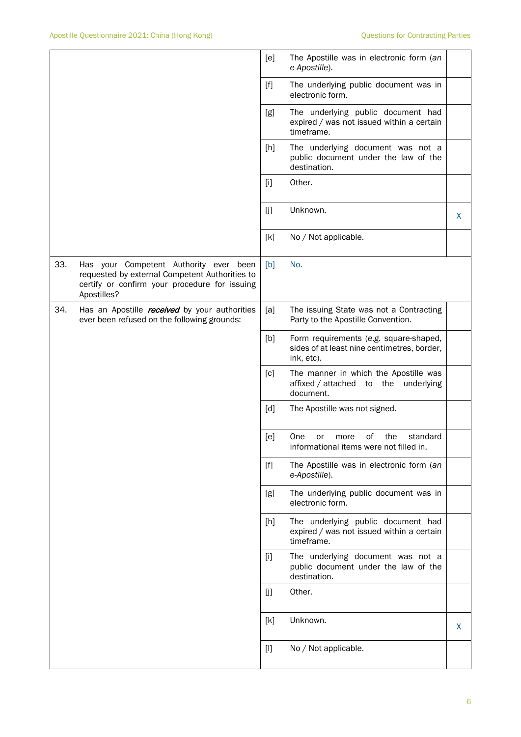| | | | |
|---|---|---|---|
| | [e] | The Apostille was in electronic form (*an e-Apostille*). | |
| | [f] | The underlying public document was in electronic form. | |
| | [g] | The underlying public document had expired / was not issued within a certain timeframe. | |
| | [h] | The underlying document was not a public document under the law of the destination. | |
| | [i] | Other. | |
| | [j] | Unknown. | X |
| | [k] | No / Not applicable. | |
| 33. Has your Competent Authority ever been requested by external Competent Authorities to certify or confirm your procedure for issuing Apostilles? | [b] | No. | |
| 34. Has an Apostille ***received*** by your authorities ever been refused on the following grounds: | [a] | The issuing State was not a Contracting Party to the Apostille Convention. | |
| | [b] | Form requirements (*e.g.* square-shaped, sides of at least nine centimetres, border, ink, etc). | |
| | [c] | The manner in which the Apostille was affixed / attached to the underlying document. | |
| | [d] | The Apostille was not signed. | |
| | [e] | One or more of the standard informational items were not filled in. | |
| | [f] | The Apostille was in electronic form (*an e-Apostille*). | |
| | [g] | The underlying public document was in electronic form. | |
| | [h] | The underlying public document had expired / was not issued within a certain timeframe. | |
| | [i] | The underlying document was not a public document under the law of the destination. | |
| | [j] | Other. | |
| | [k] | Unknown. | X |
| | [l] | No / Not applicable. | |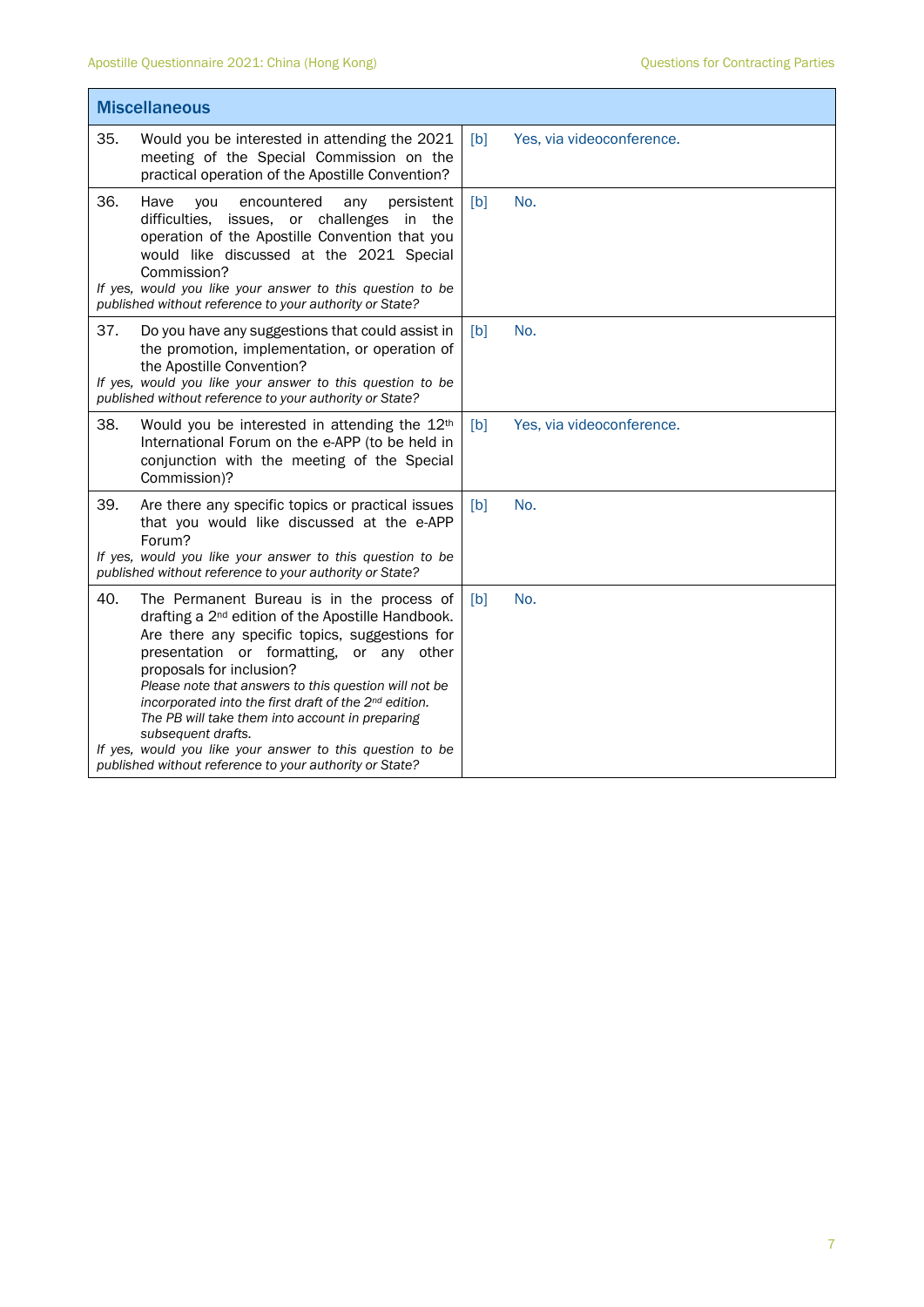| Miscellaneous | | |
|---|---|---|
| 35. Would you be interested in attending the 2021 meeting of the Special Commission on the practical operation of the Apostille Convention? | [b] | Yes, via videoconference. |
| 36. Have you encountered any persistent difficulties, issues, or challenges in the operation of the Apostille Convention that you would like discussed at the 2021 Special Commission?<br>*If yes, would you like your answer to this question to be published without reference to your authority or State?* | [b] | No. |
| 37. Do you have any suggestions that could assist in the promotion, implementation, or operation of the Apostille Convention?<br>*If yes, would you like your answer to this question to be published without reference to your authority or State?* | [b] | No. |
| 38. Would you be interested in attending the 12th International Forum on the e-APP (to be held in conjunction with the meeting of the Special Commission)? | [b] | Yes, via videoconference. |
| 39. Are there any specific topics or practical issues that you would like discussed at the e-APP Forum?<br>*If yes, would you like your answer to this question to be published without reference to your authority or State?* | [b] | No. |
| 40. The Permanent Bureau is in the process of drafting a 2nd edition of the Apostille Handbook. Are there any specific topics, suggestions for presentation or formatting, or any other proposals for inclusion?<br>*Please note that answers to this question will not be incorporated into the first draft of the 2nd edition. The PB will take them into account in preparing subsequent drafts.*<br>*If yes, would you like your answer to this question to be published without reference to your authority or State?* | [b] | No. |